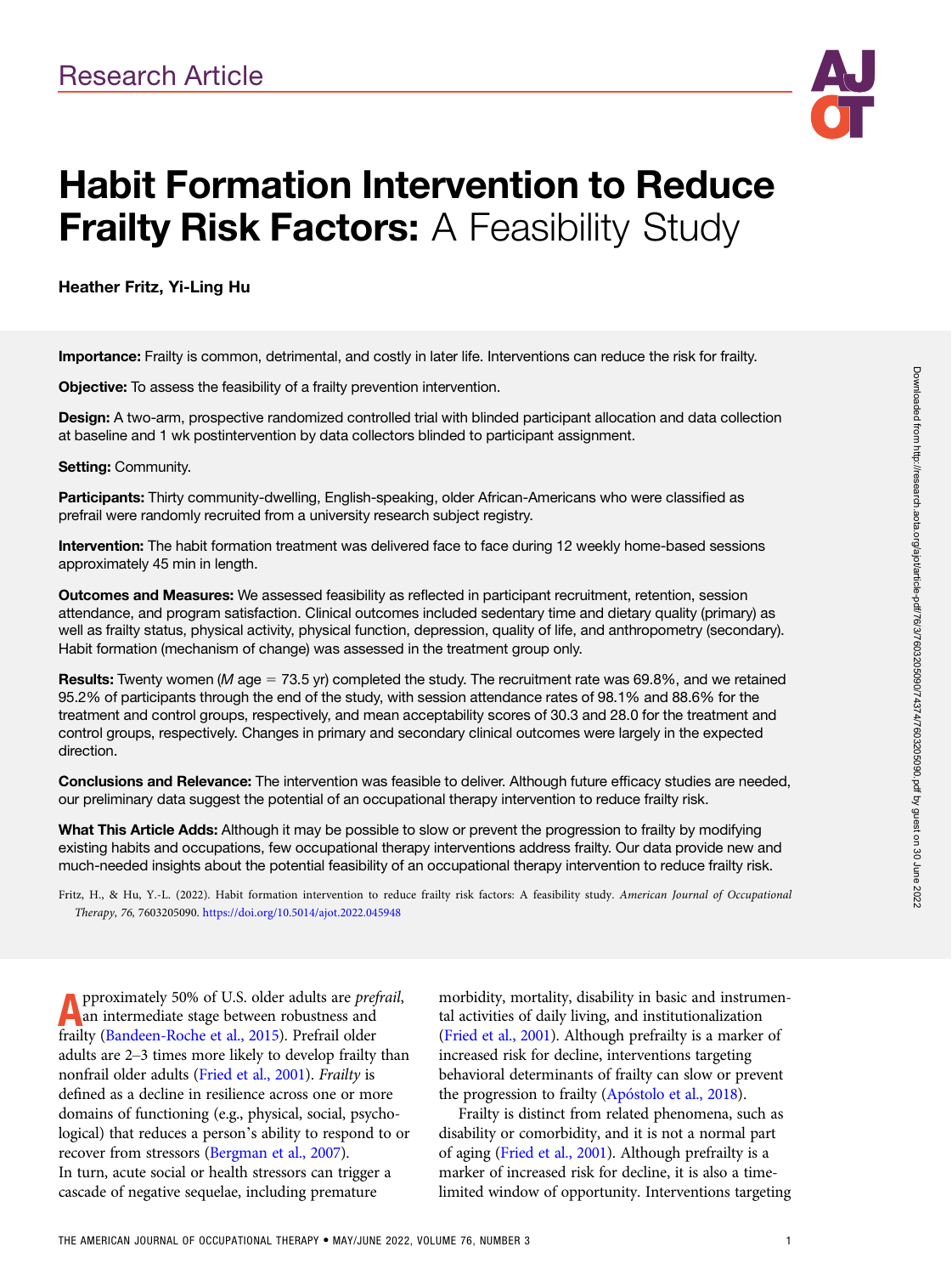Research Article

# Habit Formation Intervention to Reduce Frailty Risk Factors: A Feasibility Study

**Heather Fritz, Yi-Ling Hu**

**Importance:** Frailty is common, detrimental, and costly in later life. Interventions can reduce the risk for frailty.

**Objective:** To assess the feasibility of a frailty prevention intervention.

**Design:** A two-arm, prospective randomized controlled trial with blinded participant allocation and data collection at baseline and 1 wk postintervention by data collectors blinded to participant assignment.

**Setting:** Community.

**Participants:** Thirty community-dwelling, English-speaking, older African-Americans who were classified as prefrail were randomly recruited from a university research subject registry.

**Intervention:** The habit formation treatment was delivered face to face during 12 weekly home-based sessions approximately 45 min in length.

**Outcomes and Measures:** We assessed feasibility as reflected in participant recruitment, retention, session attendance, and program satisfaction. Clinical outcomes included sedentary time and dietary quality (primary) as well as frailty status, physical activity, physical function, depression, quality of life, and anthropometry (secondary). Habit formation (mechanism of change) was assessed in the treatment group only.

**Results:** Twenty women ($M$ age = 73.5 yr) completed the study. The recruitment rate was 69.8%, and we retained 95.2% of participants through the end of the study, with session attendance rates of 98.1% and 88.6% for the treatment and control groups, respectively, and mean acceptability scores of 30.3 and 28.0 for the treatment and control groups, respectively. Changes in primary and secondary clinical outcomes were largely in the expected direction.

**Conclusions and Relevance:** The intervention was feasible to deliver. Although future efficacy studies are needed, our preliminary data suggest the potential of an occupational therapy intervention to reduce frailty risk.

**What This Article Adds:** Although it may be possible to slow or prevent the progression to frailty by modifying existing habits and occupations, few occupational therapy interventions address frailty. Our data provide new and much-needed insights about the potential feasibility of an occupational therapy intervention to reduce frailty risk.

Fritz, H., & Hu, Y.-L. (2022). Habit formation intervention to reduce frailty risk factors: A feasibility study. *American Journal of Occupational Therapy*, *76*, 7603205090. https://doi.org/10.5014/ajot.2022.045948

Approximately 50% of U.S. older adults are *prefrail*, an intermediate stage between robustness and frailty (Bandeen-Roche et al., 2015). Prefrail older adults are 2–3 times more likely to develop frailty than nonfrail older adults (Fried et al., 2001). *Frailty* is defined as a decline in resilience across one or more domains of functioning (e.g., physical, social, psychological) that reduces a person's ability to respond to or recover from stressors (Bergman et al., 2007). In turn, acute social or health stressors can trigger a cascade of negative sequelae, including premature morbidity, mortality, disability in basic and instrumental activities of daily living, and institutionalization (Fried et al., 2001). Although prefrailty is a marker of increased risk for decline, interventions targeting behavioral determinants of frailty can slow or prevent the progression to frailty (Apóstolo et al., 2018).

Frailty is distinct from related phenomena, such as disability or comorbidity, and it is not a normal part of aging (Fried et al., 2001). Although prefrailty is a marker of increased risk for decline, it is also a time-limited window of opportunity. Interventions targeting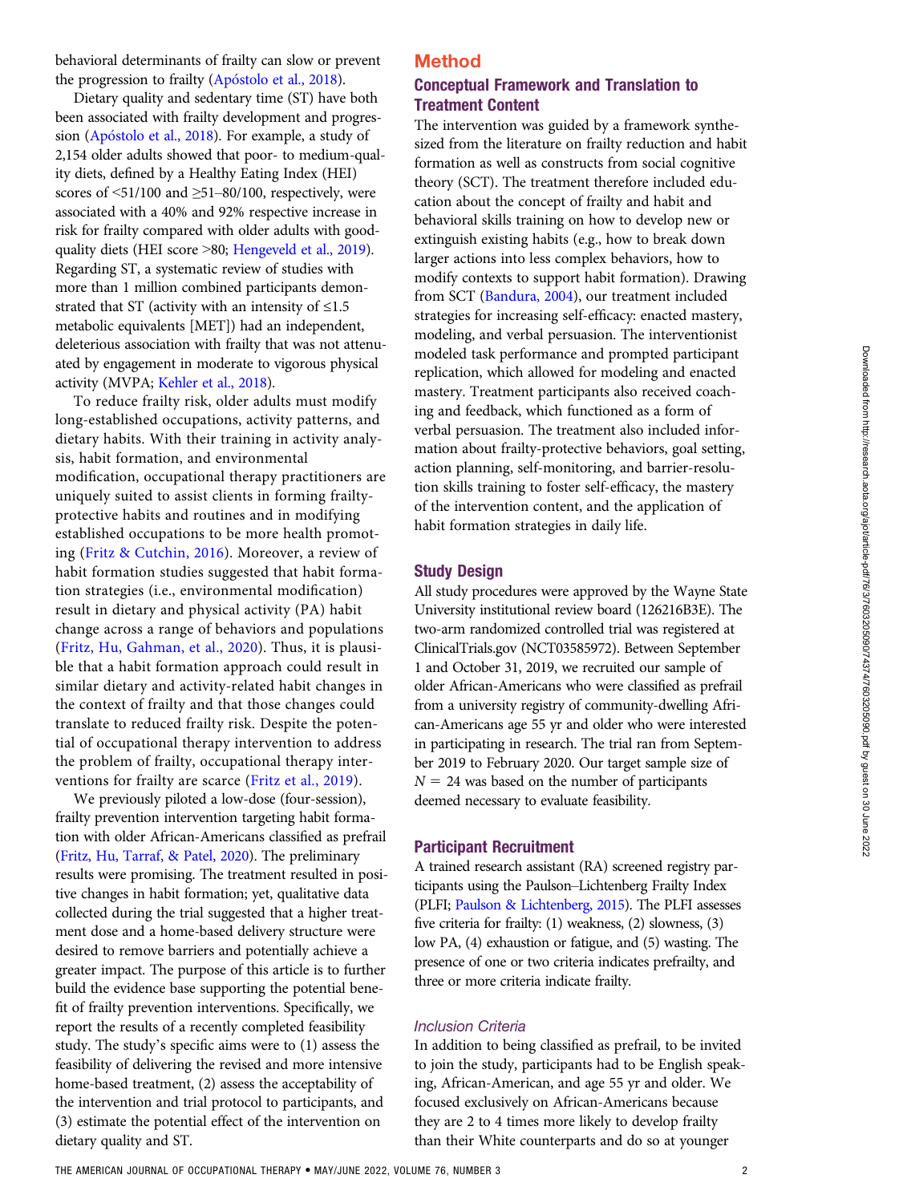behavioral determinants of frailty can slow or prevent the progression to frailty (Apóstolo et al., 2018).

Dietary quality and sedentary time (ST) have both been associated with frailty development and progression (Apóstolo et al., 2018). For example, a study of 2,154 older adults showed that poor- to medium-quality diets, defined by a Healthy Eating Index (HEI) scores of <51/100 and ≥51–80/100, respectively, were associated with a 40% and 92% respective increase in risk for frailty compared with older adults with good-quality diets (HEI score >80; Hengeveld et al., 2019). Regarding ST, a systematic review of studies with more than 1 million combined participants demonstrated that ST (activity with an intensity of ≤1.5 metabolic equivalents [MET]) had an independent, deleterious association with frailty that was not attenuated by engagement in moderate to vigorous physical activity (MVPA; Kehler et al., 2018).

To reduce frailty risk, older adults must modify long-established occupations, activity patterns, and dietary habits. With their training in activity analysis, habit formation, and environmental modification, occupational therapy practitioners are uniquely suited to assist clients in forming frailty-protective habits and routines and in modifying established occupations to be more health promoting (Fritz & Cutchin, 2016). Moreover, a review of habit formation studies suggested that habit formation strategies (i.e., environmental modification) result in dietary and physical activity (PA) habit change across a range of behaviors and populations (Fritz, Hu, Gahman, et al., 2020). Thus, it is plausible that a habit formation approach could result in similar dietary and activity-related habit changes in the context of frailty and that those changes could translate to reduced frailty risk. Despite the potential of occupational therapy intervention to address the problem of frailty, occupational therapy interventions for frailty are scarce (Fritz et al., 2019).

We previously piloted a low-dose (four-session), frailty prevention intervention targeting habit formation with older African-Americans classified as prefrail (Fritz, Hu, Tarraf, & Patel, 2020). The preliminary results were promising. The treatment resulted in positive changes in habit formation; yet, qualitative data collected during the trial suggested that a higher treatment dose and a home-based delivery structure were desired to remove barriers and potentially achieve a greater impact. The purpose of this article is to further build the evidence base supporting the potential benefit of frailty prevention interventions. Specifically, we report the results of a recently completed feasibility study. The study's specific aims were to (1) assess the feasibility of delivering the revised and more intensive home-based treatment, (2) assess the acceptability of the intervention and trial protocol to participants, and (3) estimate the potential effect of the intervention on dietary quality and ST.

# Method

## Conceptual Framework and Translation to Treatment Content

The intervention was guided by a framework synthesized from the literature on frailty reduction and habit formation as well as constructs from social cognitive theory (SCT). The treatment therefore included education about the concept of frailty and habit and behavioral skills training on how to develop new or extinguish existing habits (e.g., how to break down larger actions into less complex behaviors, how to modify contexts to support habit formation). Drawing from SCT (Bandura, 2004), our treatment included strategies for increasing self-efficacy: enacted mastery, modeling, and verbal persuasion. The interventionist modeled task performance and prompted participant replication, which allowed for modeling and enacted mastery. Treatment participants also received coaching and feedback, which functioned as a form of verbal persuasion. The treatment also included information about frailty-protective behaviors, goal setting, action planning, self-monitoring, and barrier-resolution skills training to foster self-efficacy, the mastery of the intervention content, and the application of habit formation strategies in daily life.

## Study Design

All study procedures were approved by the Wayne State University institutional review board (126216B3E). The two-arm randomized controlled trial was registered at ClinicalTrials.gov (NCT03585972). Between September 1 and October 31, 2019, we recruited our sample of older African-Americans who were classified as prefrail from a university registry of community-dwelling African-Americans age 55 yr and older who were interested in participating in research. The trial ran from September 2019 to February 2020. Our target sample size of $N = 24$ was based on the number of participants deemed necessary to evaluate feasibility.

## Participant Recruitment

A trained research assistant (RA) screened registry participants using the Paulson–Lichtenberg Frailty Index (PLFI; Paulson & Lichtenberg, 2015). The PLFI assesses five criteria for frailty: (1) weakness, (2) slowness, (3) low PA, (4) exhaustion or fatigue, and (5) wasting. The presence of one or two criteria indicates prefrailty, and three or more criteria indicate frailty.

### *Inclusion Criteria*

In addition to being classified as prefrail, to be invited to join the study, participants had to be English speaking, African-American, and age 55 yr and older. We focused exclusively on African-Americans because they are 2 to 4 times more likely to develop frailty than their White counterparts and do so at younger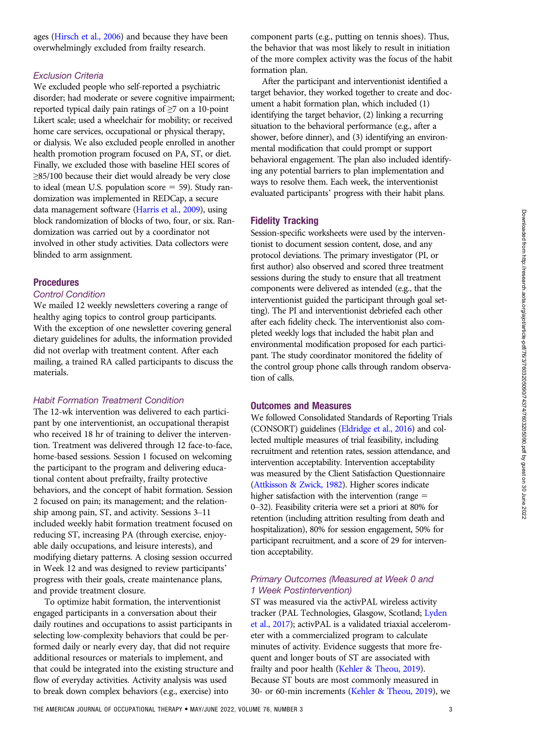ages (Hirsch et al., 2006) and because they have been overwhelmingly excluded from frailty research.

### *Exclusion Criteria*

We excluded people who self-reported a psychiatric disorder; had moderate or severe cognitive impairment; reported typical daily pain ratings of ≥7 on a 10-point Likert scale; used a wheelchair for mobility; or received home care services, occupational or physical therapy, or dialysis. We also excluded people enrolled in another health promotion program focused on PA, ST, or diet. Finally, we excluded those with baseline HEI scores of ≥85/100 because their diet would already be very close to ideal (mean U.S. population score = 59). Study randomization was implemented in REDCap, a secure data management software (Harris et al., 2009), using block randomization of blocks of two, four, or six. Randomization was carried out by a coordinator not involved in other study activities. Data collectors were blinded to arm assignment.

## Procedures

### *Control Condition*

We mailed 12 weekly newsletters covering a range of healthy aging topics to control group participants. With the exception of one newsletter covering general dietary guidelines for adults, the information provided did not overlap with treatment content. After each mailing, a trained RA called participants to discuss the materials.

### *Habit Formation Treatment Condition*

The 12-wk intervention was delivered to each participant by one interventionist, an occupational therapist who received 18 hr of training to deliver the intervention. Treatment was delivered through 12 face-to-face, home-based sessions. Session 1 focused on welcoming the participant to the program and delivering educational content about prefrailty, frailty protective behaviors, and the concept of habit formation. Session 2 focused on pain; its management; and the relationship among pain, ST, and activity. Sessions 3–11 included weekly habit formation treatment focused on reducing ST, increasing PA (through exercise, enjoyable daily occupations, and leisure interests), and modifying dietary patterns. A closing session occurred in Week 12 and was designed to review participants' progress with their goals, create maintenance plans, and provide treatment closure.

To optimize habit formation, the interventionist engaged participants in a conversation about their daily routines and occupations to assist participants in selecting low-complexity behaviors that could be performed daily or nearly every day, that did not require additional resources or materials to implement, and that could be integrated into the existing structure and flow of everyday activities. Activity analysis was used to break down complex behaviors (e.g., exercise) into component parts (e.g., putting on tennis shoes). Thus, the behavior that was most likely to result in initiation of the more complex activity was the focus of the habit formation plan.

After the participant and interventionist identified a target behavior, they worked together to create and document a habit formation plan, which included (1) identifying the target behavior, (2) linking a recurring situation to the behavioral performance (e.g., after a shower, before dinner), and (3) identifying an environmental modification that could prompt or support behavioral engagement. The plan also included identifying any potential barriers to plan implementation and ways to resolve them. Each week, the interventionist evaluated participants' progress with their habit plans.

## Fidelity Tracking

Session-specific worksheets were used by the interventionist to document session content, dose, and any protocol deviations. The primary investigator (PI, or first author) also observed and scored three treatment sessions during the study to ensure that all treatment components were delivered as intended (e.g., that the interventionist guided the participant through goal setting). The PI and interventionist debriefed each other after each fidelity check. The interventionist also completed weekly logs that included the habit plan and environmental modification proposed for each participant. The study coordinator monitored the fidelity of the control group phone calls through random observation of calls.

## Outcomes and Measures

We followed Consolidated Standards of Reporting Trials (CONSORT) guidelines (Eldridge et al., 2016) and collected multiple measures of trial feasibility, including recruitment and retention rates, session attendance, and intervention acceptability. Intervention acceptability was measured by the Client Satisfaction Questionnaire (Attkisson & Zwick, 1982). Higher scores indicate higher satisfaction with the intervention (range = 0–32). Feasibility criteria were set a priori at 80% for retention (including attrition resulting from death and hospitalization), 80% for session engagement, 50% for participant recruitment, and a score of 29 for intervention acceptability.

### *Primary Outcomes (Measured at Week 0 and 1 Week Postintervention)*

ST was measured via the activPAL wireless activity tracker (PAL Technologies, Glasgow, Scotland; Lyden et al., 2017); activPAL is a validated triaxial accelerometer with a commercialized program to calculate minutes of activity. Evidence suggests that more frequent and longer bouts of ST are associated with frailty and poor health (Kehler & Theou, 2019). Because ST bouts are most commonly measured in 30- or 60-min increments (Kehler & Theou, 2019), we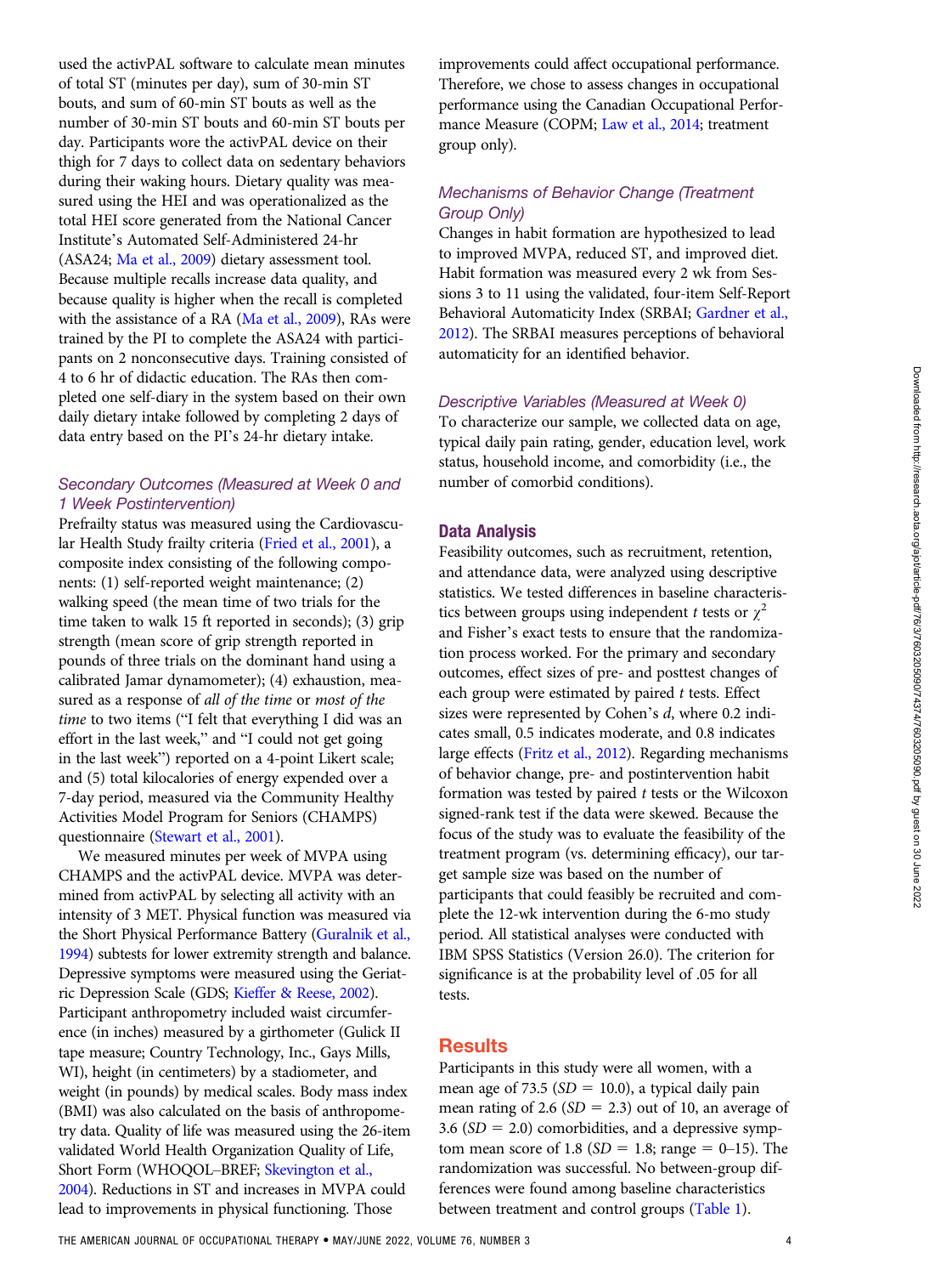used the activPAL software to calculate mean minutes of total ST (minutes per day), sum of 30-min ST bouts, and sum of 60-min ST bouts as well as the number of 30-min ST bouts and 60-min ST bouts per day. Participants wore the activPAL device on their thigh for 7 days to collect data on sedentary behaviors during their waking hours. Dietary quality was measured using the HEI and was operationalized as the total HEI score generated from the National Cancer Institute's Automated Self-Administered 24-hr (ASA24; Ma et al., 2009) dietary assessment tool. Because multiple recalls increase data quality, and because quality is higher when the recall is completed with the assistance of a RA (Ma et al., 2009), RAs were trained by the PI to complete the ASA24 with participants on 2 nonconsecutive days. Training consisted of 4 to 6 hr of didactic education. The RAs then completed one self-diary in the system based on their own daily dietary intake followed by completing 2 days of data entry based on the PI's 24-hr dietary intake.

### *Secondary Outcomes (Measured at Week 0 and 1 Week Postintervention)*

Prefrailty status was measured using the Cardiovascular Health Study frailty criteria (Fried et al., 2001), a composite index consisting of the following components: (1) self-reported weight maintenance; (2) walking speed (the mean time of two trials for the time taken to walk 15 ft reported in seconds); (3) grip strength (mean score of grip strength reported in pounds of three trials on the dominant hand using a calibrated Jamar dynamometer); (4) exhaustion, measured as a response of *all of the time* or *most of the time* to two items ("I felt that everything I did was an effort in the last week," and "I could not get going in the last week") reported on a 4-point Likert scale; and (5) total kilocalories of energy expended over a 7-day period, measured via the Community Healthy Activities Model Program for Seniors (CHAMPS) questionnaire (Stewart et al., 2001).

We measured minutes per week of MVPA using CHAMPS and the activPAL device. MVPA was determined from activPAL by selecting all activity with an intensity of 3 MET. Physical function was measured via the Short Physical Performance Battery (Guralnik et al., 1994) subtests for lower extremity strength and balance. Depressive symptoms were measured using the Geriatric Depression Scale (GDS; Kieffer & Reese, 2002). Participant anthropometry included waist circumference (in inches) measured by a girthometer (Gulick II tape measure; Country Technology, Inc., Gays Mills, WI), height (in centimeters) by a stadiometer, and weight (in pounds) by medical scales. Body mass index (BMI) was also calculated on the basis of anthropometry data. Quality of life was measured using the 26-item validated World Health Organization Quality of Life, Short Form (WHOQOL–BREF; Skevington et al., 2004). Reductions in ST and increases in MVPA could lead to improvements in physical functioning. Those improvements could affect occupational performance. Therefore, we chose to assess changes in occupational performance using the Canadian Occupational Performance Measure (COPM; Law et al., 2014; treatment group only).

### *Mechanisms of Behavior Change (Treatment Group Only)*

Changes in habit formation are hypothesized to lead to improved MVPA, reduced ST, and improved diet. Habit formation was measured every 2 wk from Sessions 3 to 11 using the validated, four-item Self-Report Behavioral Automaticity Index (SRBAI; Gardner et al., 2012). The SRBAI measures perceptions of behavioral automaticity for an identified behavior.

### *Descriptive Variables (Measured at Week 0)*

To characterize our sample, we collected data on age, typical daily pain rating, gender, education level, work status, household income, and comorbidity (i.e., the number of comorbid conditions).

## Data Analysis

Feasibility outcomes, such as recruitment, retention, and attendance data, were analyzed using descriptive statistics. We tested differences in baseline characteristics between groups using independent *t* tests or $\chi^2$ and Fisher's exact tests to ensure that the randomization process worked. For the primary and secondary outcomes, effect sizes of pre- and posttest changes of each group were estimated by paired *t* tests. Effect sizes were represented by Cohen's *d*, where 0.2 indicates small, 0.5 indicates moderate, and 0.8 indicates large effects (Fritz et al., 2012). Regarding mechanisms of behavior change, pre- and postintervention habit formation was tested by paired *t* tests or the Wilcoxon signed-rank test if the data were skewed. Because the focus of the study was to evaluate the feasibility of the treatment program (vs. determining efficacy), our target sample size was based on the number of participants that could feasibly be recruited and complete the 12-wk intervention during the 6-mo study period. All statistical analyses were conducted with IBM SPSS Statistics (Version 26.0). The criterion for significance is at the probability level of .05 for all tests.

# Results

Participants in this study were all women, with a mean age of 73.5 ($SD = 10.0$), a typical daily pain mean rating of 2.6 ($SD = 2.3$) out of 10, an average of 3.6 ($SD = 2.0$) comorbidities, and a depressive symptom mean score of 1.8 ($SD = 1.8$; range = 0–15). The randomization was successful. No between-group differences were found among baseline characteristics between treatment and control groups (Table 1).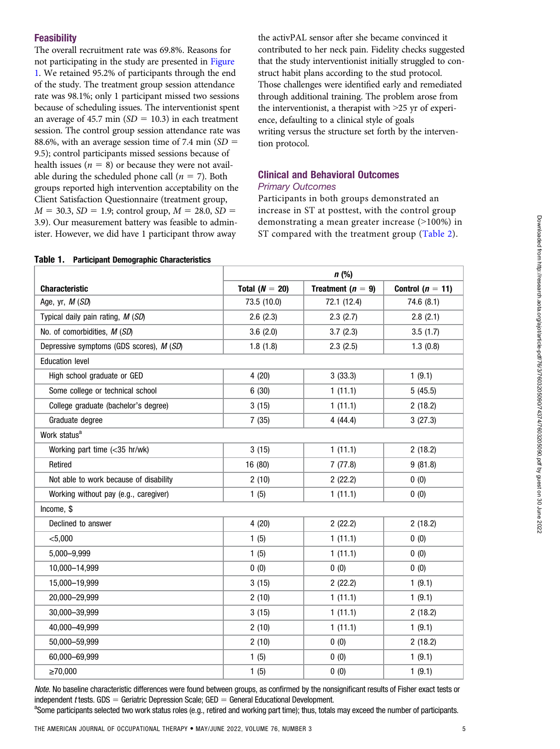## Feasibility

The overall recruitment rate was 69.8%. Reasons for not participating in the study are presented in Figure 1. We retained 95.2% of participants through the end of the study. The treatment group session attendance rate was 98.1%; only 1 participant missed two sessions because of scheduling issues. The interventionist spent an average of 45.7 min ($SD$ = 10.3) in each treatment session. The control group session attendance rate was 88.6%, with an average session time of 7.4 min ($SD$ = 9.5); control participants missed sessions because of health issues ($n$ = 8) or because they were not available during the scheduled phone call ($n$ = 7). Both groups reported high intervention acceptability on the Client Satisfaction Questionnaire (treatment group, $M$ = 30.3, $SD$ = 1.9; control group, $M$ = 28.0, $SD$ = 3.9). Our measurement battery was feasible to administer. However, we did have 1 participant throw away the activPAL sensor after she became convinced it contributed to her neck pain. Fidelity checks suggested that the study interventionist initially struggled to construct habit plans according to the stud protocol. Those challenges were identified early and remediated through additional training. The problem arose from the interventionist, a therapist with >25 yr of experience, defaulting to a clinical style of goals writing versus the structure set forth by the intervention protocol.

## Clinical and Behavioral Outcomes

### Primary Outcomes

Participants in both groups demonstrated an increase in ST at posttest, with the control group demonstrating a mean greater increase (>100%) in ST compared with the treatment group (Table 2).

**Table 1. Participant Demographic Characteristics**

| | *n* (%) | | |
|---|---|---|---|
| **Characteristic** | **Total ($N$ = 20)** | **Treatment ($n$ = 9)** | **Control ($n$ = 11)** |
| Age, yr, *M* (*SD*) | 73.5 (10.0) | 72.1 (12.4) | 74.6 (8.1) |
| Typical daily pain rating, *M* (*SD*) | 2.6 (2.3) | 2.3 (2.7) | 2.8 (2.1) |
| No. of comorbidities, *M* (*SD*) | 3.6 (2.0) | 3.7 (2.3) | 3.5 (1.7) |
| Depressive symptoms (GDS scores), *M* (*SD*) | 1.8 (1.8) | 2.3 (2.5) | 1.3 (0.8) |
| Education level | | | |
| High school graduate or GED | 4 (20) | 3 (33.3) | 1 (9.1) |
| Some college or technical school | 6 (30) | 1 (11.1) | 5 (45.5) |
| College graduate (bachelor's degree) | 3 (15) | 1 (11.1) | 2 (18.2) |
| Graduate degree | 7 (35) | 4 (44.4) | 3 (27.3) |
| Work status[a] | | | |
| Working part time (<35 hr/wk) | 3 (15) | 1 (11.1) | 2 (18.2) |
| Retired | 16 (80) | 7 (77.8) | 9 (81.8) |
| Not able to work because of disability | 2 (10) | 2 (22.2) | 0 (0) |
| Working without pay (e.g., caregiver) | 1 (5) | 1 (11.1) | 0 (0) |
| Income, $ | | | |
| Declined to answer | 4 (20) | 2 (22.2) | 2 (18.2) |
| <5,000 | 1 (5) | 1 (11.1) | 0 (0) |
| 5,000–9,999 | 1 (5) | 1 (11.1) | 0 (0) |
| 10,000–14,999 | 0 (0) | 0 (0) | 0 (0) |
| 15,000–19,999 | 3 (15) | 2 (22.2) | 1 (9.1) |
| 20,000–29,999 | 2 (10) | 1 (11.1) | 1 (9.1) |
| 30,000–39,999 | 3 (15) | 1 (11.1) | 2 (18.2) |
| 40,000–49,999 | 2 (10) | 1 (11.1) | 1 (9.1) |
| 50,000–59,999 | 2 (10) | 0 (0) | 2 (18.2) |
| 60,000–69,999 | 1 (5) | 0 (0) | 1 (9.1) |
| ≥70,000 | 1 (5) | 0 (0) | 1 (9.1) |

*Note.* No baseline characteristic differences were found between groups, as confirmed by the nonsignificant results of Fisher exact tests or independent *t* tests. GDS = Geriatric Depression Scale; GED = General Educational Development.
[a]Some participants selected two work status roles (e.g., retired and working part time); thus, totals may exceed the number of participants.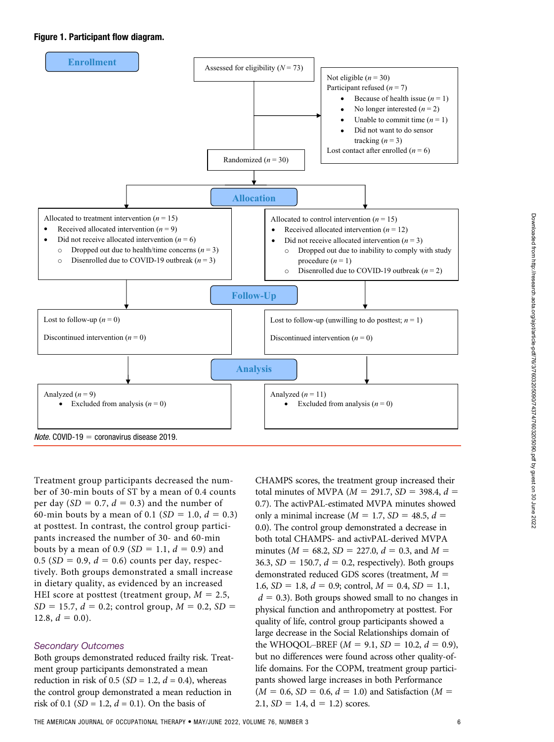**Figure 1. Participant flow diagram.**

Enrollment

Assessed for eligibility ($N = 73$)

Not eligible ($n = 30$)
Participant refused ($n = 7$)
- Because of health issue ($n = 1$)
- No longer interested ($n = 2$)
- Unable to commit time ($n = 1$)
- Did not want to do sensor tracking ($n = 3$)

Lost contact after enrolled ($n = 6$)

Randomized ($n = 30$)

Allocation

Allocated to treatment intervention ($n = 15$)
- Received allocated intervention ($n = 9$)
- Did not receive allocated intervention ($n = 6$)
  - Dropped out due to health/time concerns ($n = 3$)
  - Disenrolled due to COVID-19 outbreak ($n = 3$)

Allocated to control intervention ($n = 15$)
- Received allocated intervention ($n = 12$)
- Did not receive allocated intervention ($n = 3$)
  - Dropped out due to inability to comply with study procedure ($n = 1$)
  - Disenrolled due to COVID-19 outbreak ($n = 2$)

Follow-Up

Lost to follow-up ($n = 0$)

Discontinued intervention ($n = 0$)

Lost to follow-up (unwilling to do posttest; $n = 1$)

Discontinued intervention ($n = 0$)

Analysis

Analyzed ($n = 9$)
- Excluded from analysis ($n = 0$)

Analyzed ($n = 11$)
- Excluded from analysis ($n = 0$)

*Note.* COVID-19 = coronavirus disease 2019.

Treatment group participants decreased the number of 30-min bouts of ST by a mean of 0.4 counts per day ($SD = 0.7$, $d = 0.3$) and the number of 60-min bouts by a mean of 0.1 ($SD = 1.0$, $d = 0.3$) at posttest. In contrast, the control group participants increased the number of 30- and 60-min bouts by a mean of 0.9 ($SD = 1.1$, $d = 0.9$) and 0.5 ($SD = 0.9$, $d = 0.6$) counts per day, respectively. Both groups demonstrated a small increase in dietary quality, as evidenced by an increased HEI score at posttest (treatment group, $M = 2.5$, $SD = 15.7$, $d = 0.2$; control group, $M = 0.2$, $SD = 12.8$, $d = 0.0$).

### Secondary Outcomes

Both groups demonstrated reduced frailty risk. Treatment group participants demonstrated a mean reduction in risk of 0.5 ($SD = 1.2$, $d = 0.4$), whereas the control group demonstrated a mean reduction in risk of 0.1 ($SD = 1.2$, $d = 0.1$). On the basis of CHAMPS scores, the treatment group increased their total minutes of MVPA ($M = 291.7$, $SD = 398.4$, $d = 0.7$). The activPAL-estimated MVPA minutes showed only a minimal increase ($M = 1.7$, $SD = 48.5$, $d = 0.0$). The control group demonstrated a decrease in both total CHAMPS- and activPAL-derived MVPA minutes ($M = 68.2$, $SD = 227.0$, $d = 0.3$, and $M = 36.3$, $SD = 150.7$, $d = 0.2$, respectively). Both groups demonstrated reduced GDS scores (treatment, $M = 1.6$, $SD = 1.8$, $d = 0.9$; control, $M = 0.4$, $SD = 1.1$, $d = 0.3$). Both groups showed small to no changes in physical function and anthropometry at posttest. For quality of life, control group participants showed a large decrease in the Social Relationships domain of the WHOQOL–BREF ($M = 9.1$, $SD = 10.2$, $d = 0.9$), but no differences were found across other quality-of-life domains. For the COPM, treatment group participants showed large increases in both Performance ($M = 0.6$, $SD = 0.6$, $d = 1.0$) and Satisfaction ($M = 2.1$, $SD = 1.4$, $d = 1.2$) scores.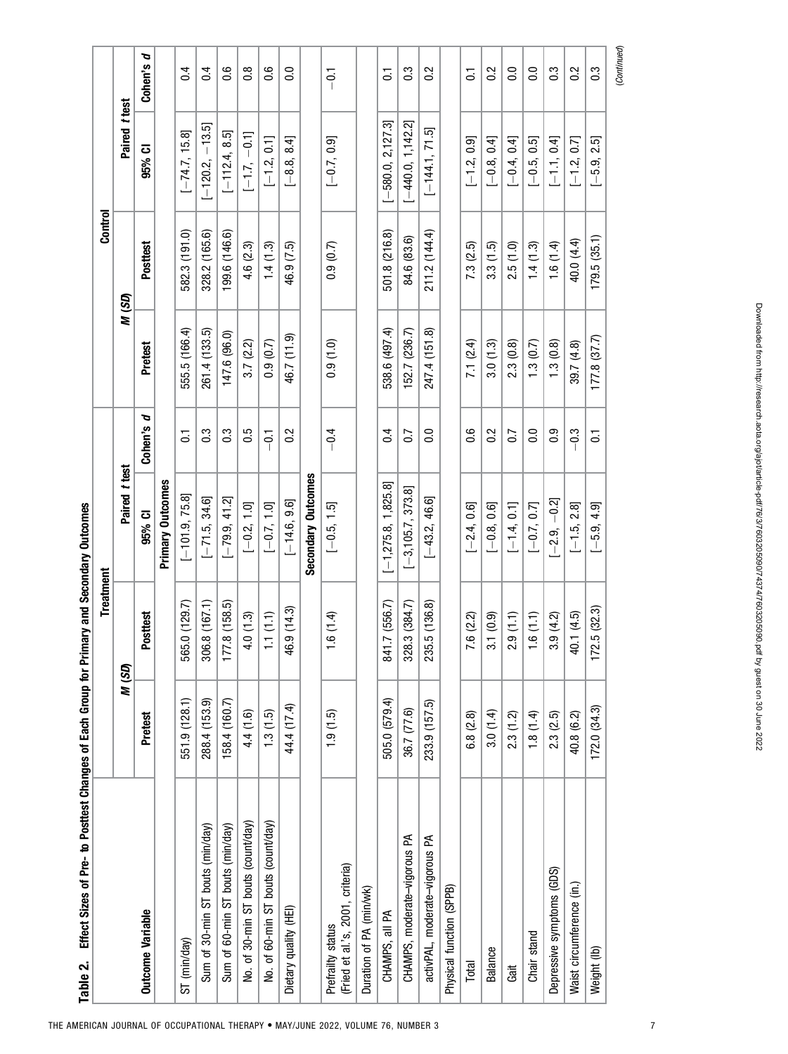Table 2. Effect Sizes of Pre- to Posttest Changes of Each Group for Primary and Secondary Outcomes

| Outcome Variable | Treatment | | | | Control | | | |
|---|---|---|---|---|---|---|---|---|
| | *M* (*SD*) | | Paired *t* test | | *M* (*SD*) | | Paired *t* test | |
| | Pretest | Posttest | 95% CI | Cohen's *d* | Pretest | Posttest | 95% CI | Cohen's *d* |
| **Primary Outcomes** | | | | | | | | |
| ST (min/day) | 551.9 (128.1) | 565.0 (129.7) | [−101.9, 75.8] | 0.1 | 555.5 (166.4) | 582.3 (191.0) | [−74.7, 15.8] | 0.4 |
| Sum of 30-min ST bouts (min/day) | 288.4 (153.9) | 306.8 (167.1) | [−71.5, 34.6] | 0.3 | 261.4 (133.5) | 328.2 (165.6) | [−120.2, −13.5] | 0.4 |
| Sum of 60-min ST bouts (min/day) | 158.4 (160.7) | 177.8 (158.5) | [−79.9, 41.2] | 0.3 | 147.6 (96.0) | 199.6 (146.6) | [−112.4, 8.5] | 0.6 |
| No. of 30-min ST bouts (count/day) | 4.4 (1.6) | 4.0 (1.3) | [−0.2, 1.0] | 0.5 | 3.7 (2.2) | 4.6 (2.3) | [−1.7, −0.1] | 0.8 |
| No. of 60-min ST bouts (count/day) | 1.3 (1.5) | 1.1 (1.1) | [−0.7, 1.0] | −0.1 | 0.9 (0.7) | 1.4 (1.3) | [−1.2, 0.1] | 0.6 |
| Dietary quality (HEI) | 44.4 (17.4) | 46.9 (14.3) | [−14.6, 9.6] | 0.2 | 46.7 (11.9) | 46.9 (7.5) | [−8.8, 8.4] | 0.0 |
| **Secondary Outcomes** | | | | | | | | |
| Prefrailty status (Fried et al.'s, 2001, criteria) | 1.9 (1.5) | 1.6 (1.4) | [−0.5, 1.5] | −0.4 | 0.9 (1.0) | 0.9 (0.7) | [−0.7, 0.9] | −0.1 |
| Duration of PA (min/wk) | | | | | | | | |
| CHAMPS, all PA | 505.0 (579.4) | 841.7 (556.7) | [−1,275.8, 1,825.8] | 0.4 | 538.6 (497.4) | 501.8 (216.8) | [−580.0, 2,127.3] | 0.1 |
| CHAMPS, moderate–vigorous PA | 36.7 (77.6) | 328.3 (384.7) | [−3,105.7, 373.8] | 0.7 | 152.7 (236.7) | 84.6 (83.6) | [−440.0, 1,142.2] | 0.3 |
| activPAL, moderate–vigorous PA | 233.9 (157.5) | 235.5 (136.8) | [−43.2, 46.6] | 0.0 | 247.4 (151.8) | 211.2 (144.4) | [−144.1, 71.5] | 0.2 |
| Physical function (SPPB) | | | | | | | | |
| Total | 6.8 (2.8) | 7.6 (2.2) | [−2.4, 0.6] | 0.6 | 7.1 (2.4) | 7.3 (2.5) | [−1.2, 0.9] | 0.1 |
| Balance | 3.0 (1.4) | 3.1 (0.9) | [−0.8, 0.6] | 0.2 | 3.0 (1.3) | 3.3 (1.5) | [−0.8, 0.4] | 0.2 |
| Gait | 2.3 (1.2) | 2.9 (1.1) | [−1.4, 0.1] | 0.7 | 2.3 (0.8) | 2.5 (1.0) | [−0.4, 0.4] | 0.0 |
| Chair stand | 1.8 (1.4) | 1.6 (1.1) | [−0.7, 0.7] | 0.0 | 1.3 (0.7) | 1.4 (1.3) | [−0.5, 0.5] | 0.0 |
| Depressive symptoms (GDS) | 2.3 (2.5) | 3.9 (4.2) | [−2.9, −0.2] | 0.9 | 1.3 (0.8) | 1.6 (1.4) | [−1.1, 0.4] | 0.3 |
| Waist circumference (in.) | 40.8 (6.2) | 40.1 (4.5) | [−1.5, 2.8] | −0.3 | 39.7 (4.8) | 40.0 (4.4) | [−1.2, 0.7] | 0.2 |
| Weight (lb) | 172.0 (34.3) | 172.5 (32.3) | [−5.9, 4.9] | 0.1 | 177.8 (37.7) | 179.5 (35.1) | [−5.9, 2.5] | 0.3 |

(*Continued*)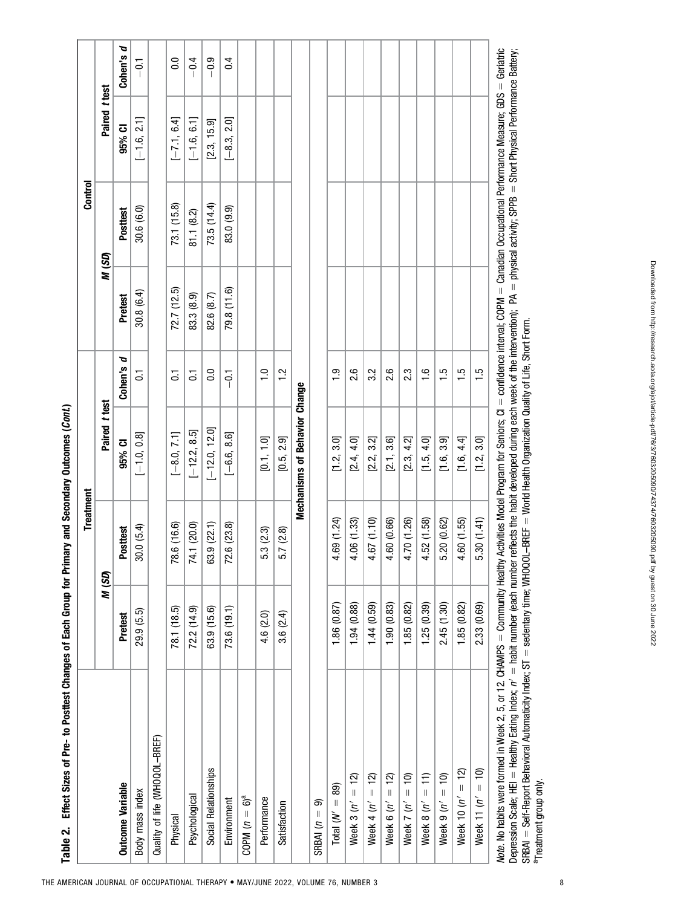**Table 2. Effect Sizes of Pre- to Posttest Changes of Each Group for Primary and Secondary Outcomes (*Cont.*)**

| | Treatment | | | | Control | | | |
|---|---|---|---|---|---|---|---|---|
| | *M* (*SD*) | | Paired *t* test | | *M* (*SD*) | | Paired *t* test | |
| **Outcome Variable** | **Pretest** | **Posttest** | **95% CI** | **Cohen's *d*** | **Pretest** | **Posttest** | **95% CI** | **Cohen's *d*** |
| Body mass index | 29.9 (5.5) | 30.0 (5.4) | [−1.0, 0.8] | 0.1 | 30.8 (6.4) | 30.6 (6.0) | [−1.6, 2.1] | −0.1 |
| Quality of life (WHOQOL–BREF) | | | | | | | | |
| Physical | 78.1 (18.5) | 78.6 (16.6) | [−8.0, 7.1] | 0.1 | 72.7 (12.5) | 73.1 (15.8) | [−7.1, 6.4] | 0.0 |
| Psychological | 72.2 (14.9) | 74.1 (20.0) | [−12.2, 8.5] | 0.1 | 83.3 (8.9) | 81.1 (8.2) | [−1.6, 6.1] | −0.4 |
| Social Relationships | 63.9 (15.6) | 63.9 (22.1) | [−12.0, 12.0] | 0.0 | 82.6 (8.7) | 73.5 (14.4) | [2.3, 15.9] | −0.9 |
| Environment | 73.6 (19.1) | 72.6 (23.8) | [−6.6, 8.6] | −0.1 | 79.8 (11.6) | 83.0 (9.9) | [−8.3, 2.0] | 0.4 |
| COPM ($n = 6$)[a] | | | | | | | | |
| Performance | 4.6 (2.0) | 5.3 (2.3) | [0.1, 1.0] | 1.0 | | | | |
| Satisfaction | 3.6 (2.4) | 5.7 (2.8) | [0.5, 2.9] | 1.2 | | | | |
| **Mechanisms of Behavior Change** | | | | | | | | |
| SRBAI ($n = 9$) | | | | | | | | |
| Total ($N' = 89$) | 1.86 (0.87) | 4.69 (1.24) | [1.2, 3.0] | 1.9 | | | | |
| Week 3 ($n' = 12$) | 1.94 (0.88) | 4.06 (1.33) | [2.4, 4.0] | 2.6 | | | | |
| Week 4 ($n' = 12$) | 1.44 (0.59) | 4.67 (1.10) | [2.2, 3.2] | 3.2 | | | | |
| Week 6 ($n' = 12$) | 1.90 (0.83) | 4.60 (0.66) | [2.1, 3.6] | 2.6 | | | | |
| Week 7 ($n' = 10$) | 1.85 (0.82) | 4.70 (1.26) | [2.3, 4.2] | 2.3 | | | | |
| Week 8 ($n' = 11$) | 1.25 (0.39) | 4.52 (1.58) | [1.5, 4.0] | 1.6 | | | | |
| Week 9 ($n' = 10$) | 2.45 (1.30) | 5.20 (0.62) | [1.6, 3.9] | 1.5 | | | | |
| Week 10 ($n' = 12$) | 1.85 (0.82) | 4.60 (1.55) | [1.6, 4.4] | 1.5 | | | | |
| Week 11 ($n' = 10$) | 2.33 (0.69) | 5.30 (1.41) | [1.2, 3.0] | 1.5 | | | | |

*Note.* No habits were formed in Week 2, 5, or 12. CHAMPS = Community Healthy Activities Model Program for Seniors; CI = confidence interval; COPM = Canadian Occupational Performance Measure; GDS = Geriatric Depression Scale; HEI = Healthy Eating Index; $n'$ = habit number (each number reflects the habit developed during each week of the intervention); PA = physical activity; SPPB = Short Physical Performance Battery; SRBAI = Self-Report Behavioral Automaticity Index; ST = sedentary time; WHOQOL–BREF = World Health Organization Quality of Life, Short Form.
[a]Treatment group only.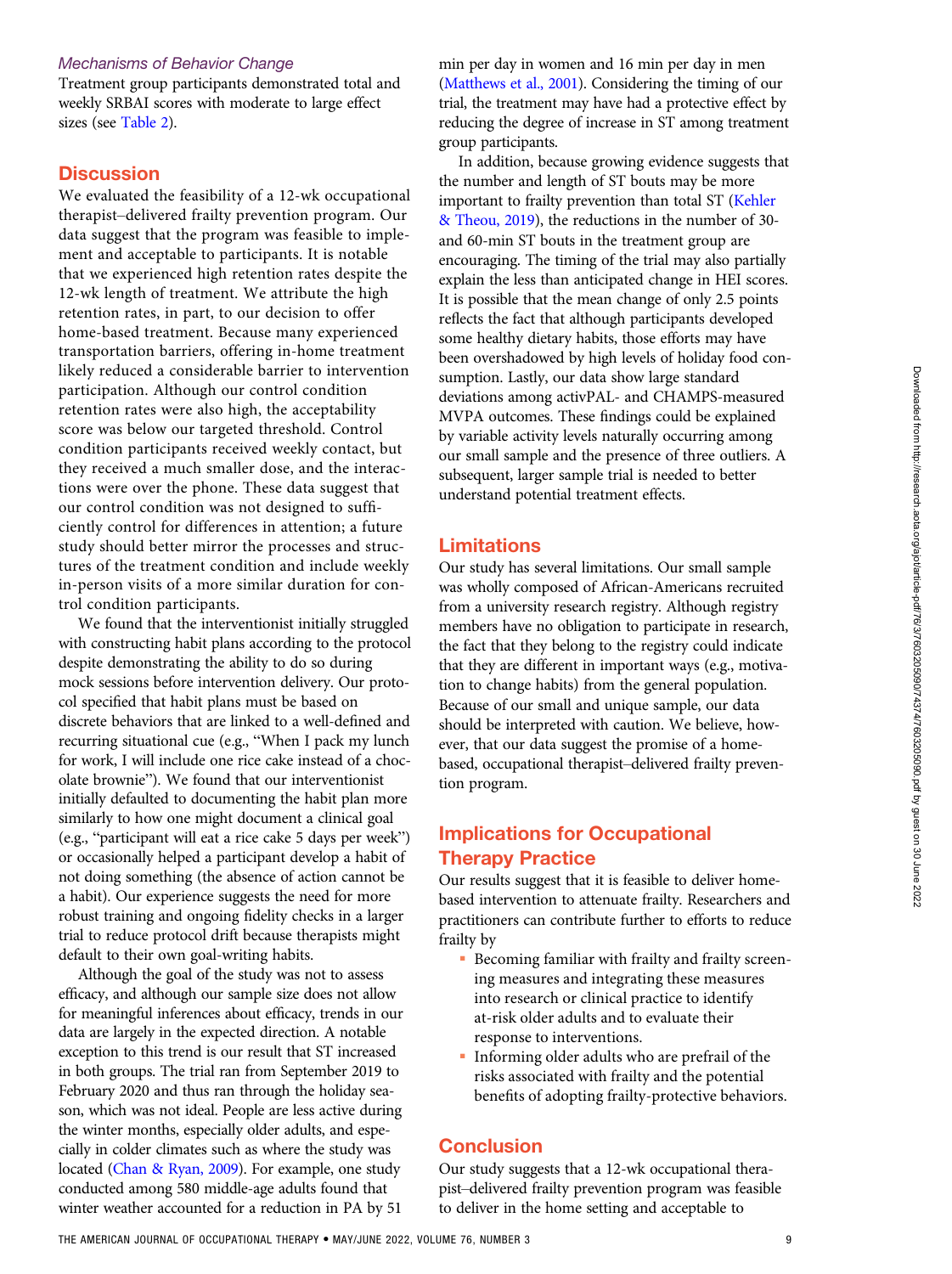### Mechanisms of Behavior Change

Treatment group participants demonstrated total and weekly SRBAI scores with moderate to large effect sizes (see Table 2).

## Discussion

We evaluated the feasibility of a 12-wk occupational therapist–delivered frailty prevention program. Our data suggest that the program was feasible to implement and acceptable to participants. It is notable that we experienced high retention rates despite the 12-wk length of treatment. We attribute the high retention rates, in part, to our decision to offer home-based treatment. Because many experienced transportation barriers, offering in-home treatment likely reduced a considerable barrier to intervention participation. Although our control condition retention rates were also high, the acceptability score was below our targeted threshold. Control condition participants received weekly contact, but they received a much smaller dose, and the interactions were over the phone. These data suggest that our control condition was not designed to sufficiently control for differences in attention; a future study should better mirror the processes and structures of the treatment condition and include weekly in-person visits of a more similar duration for control condition participants.

We found that the interventionist initially struggled with constructing habit plans according to the protocol despite demonstrating the ability to do so during mock sessions before intervention delivery. Our protocol specified that habit plans must be based on discrete behaviors that are linked to a well-defined and recurring situational cue (e.g., "When I pack my lunch for work, I will include one rice cake instead of a chocolate brownie"). We found that our interventionist initially defaulted to documenting the habit plan more similarly to how one might document a clinical goal (e.g., "participant will eat a rice cake 5 days per week") or occasionally helped a participant develop a habit of not doing something (the absence of action cannot be a habit). Our experience suggests the need for more robust training and ongoing fidelity checks in a larger trial to reduce protocol drift because therapists might default to their own goal-writing habits.

Although the goal of the study was not to assess efficacy, and although our sample size does not allow for meaningful inferences about efficacy, trends in our data are largely in the expected direction. A notable exception to this trend is our result that ST increased in both groups. The trial ran from September 2019 to February 2020 and thus ran through the holiday season, which was not ideal. People are less active during the winter months, especially older adults, and especially in colder climates such as where the study was located (Chan & Ryan, 2009). For example, one study conducted among 580 middle-age adults found that winter weather accounted for a reduction in PA by 51 min per day in women and 16 min per day in men (Matthews et al., 2001). Considering the timing of our trial, the treatment may have had a protective effect by reducing the degree of increase in ST among treatment group participants.

In addition, because growing evidence suggests that the number and length of ST bouts may be more important to frailty prevention than total ST (Kehler & Theou, 2019), the reductions in the number of 30- and 60-min ST bouts in the treatment group are encouraging. The timing of the trial may also partially explain the less than anticipated change in HEI scores. It is possible that the mean change of only 2.5 points reflects the fact that although participants developed some healthy dietary habits, those efforts may have been overshadowed by high levels of holiday food consumption. Lastly, our data show large standard deviations among activPAL- and CHAMPS-measured MVPA outcomes. These findings could be explained by variable activity levels naturally occurring among our small sample and the presence of three outliers. A subsequent, larger sample trial is needed to better understand potential treatment effects.

## Limitations

Our study has several limitations. Our small sample was wholly composed of African-Americans recruited from a university research registry. Although registry members have no obligation to participate in research, the fact that they belong to the registry could indicate that they are different in important ways (e.g., motivation to change habits) from the general population. Because of our small and unique sample, our data should be interpreted with caution. We believe, however, that our data suggest the promise of a home-based, occupational therapist–delivered frailty prevention program.

## Implications for Occupational Therapy Practice

Our results suggest that it is feasible to deliver home-based intervention to attenuate frailty. Researchers and practitioners can contribute further to efforts to reduce frailty by

- Becoming familiar with frailty and frailty screening measures and integrating these measures into research or clinical practice to identify at-risk older adults and to evaluate their response to interventions.
- Informing older adults who are prefrail of the risks associated with frailty and the potential benefits of adopting frailty-protective behaviors.

## Conclusion

Our study suggests that a 12-wk occupational therapist–delivered frailty prevention program was feasible to deliver in the home setting and acceptable to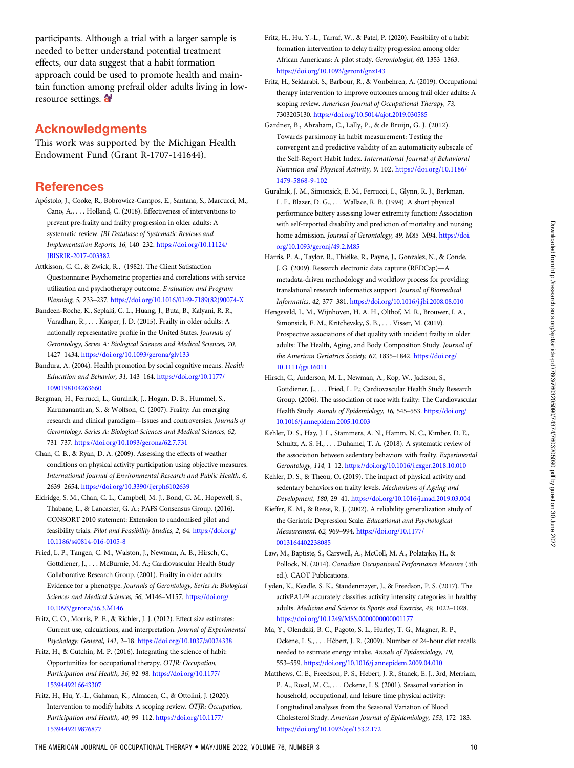participants. Although a trial with a larger sample is needed to better understand potential treatment effects, our data suggest that a habit formation approach could be used to promote health and maintain function among prefrail older adults living in low-resource settings.

## Acknowledgments

This work was supported by the Michigan Health Endowment Fund (Grant R-1707-141644).

## References

Apóstolo, J., Cooke, R., Bobrowicz-Campos, E., Santana, S., Marcucci, M., Cano, A., . . . Holland, C. (2018). Effectiveness of interventions to prevent pre-frailty and frailty progression in older adults: A systematic review. *JBI Database of Systematic Reviews and Implementation Reports, 16,* 140–232. https://doi.org/10.11124/JBISRIR-2017-003382

Attkisson, C. C., & Zwick, R., (1982). The Client Satisfaction Questionnaire: Psychometric properties and correlations with service utilization and psychotherapy outcome. *Evaluation and Program Planning, 5,* 233–237. https://doi.org/10.1016/0149-7189(82)90074-X

Bandeen-Roche, K., Seplaki, C. L., Huang, J., Buta, B., Kalyani, R. R., Varadhan, R., . . . Kasper, J. D. (2015). Frailty in older adults: A nationally representative profile in the United States. *Journals of Gerontology, Series A: Biological Sciences and Medical Sciences, 70,* 1427–1434. https://doi.org/10.1093/gerona/glv133

Bandura, A. (2004). Health promotion by social cognitive means. *Health Education and Behavior, 31,* 143–164. https://doi.org/10.1177/1090198104263660

Bergman, H., Ferrucci, L., Guralnik, J., Hogan, D. B., Hummel, S., Karunananthan, S., & Wolfson, C. (2007). Frailty: An emerging research and clinical paradigm—Issues and controversies. *Journals of Gerontology, Series A: Biological Sciences and Medical Sciences, 62,* 731–737. https://doi.org/10.1093/gerona/62.7.731

Chan, C. B., & Ryan, D. A. (2009). Assessing the effects of weather conditions on physical activity participation using objective measures. *International Journal of Environmental Research and Public Health, 6,* 2639–2654. https://doi.org/10.3390/ijerph6102639

Eldridge, S. M., Chan, C. L., Campbell, M. J., Bond, C. M., Hopewell, S., Thabane, L., & Lancaster, G. A.; PAFS Consensus Group. (2016). CONSORT 2010 statement: Extension to randomised pilot and feasibility trials. *Pilot and Feasibility Studies, 2,* 64. https://doi.org/10.1186/s40814-016-0105-8

Fried, L. P., Tangen, C. M., Walston, J., Newman, A. B., Hirsch, C., Gottdiener, J., . . . McBurnie, M. A.; Cardiovascular Health Study Collaborative Research Group. (2001). Frailty in older adults: Evidence for a phenotype. *Journals of Gerontology, Series A: Biological Sciences and Medical Sciences, 56,* M146–M157. https://doi.org/10.1093/gerona/56.3.M146

Fritz, C. O., Morris, P. E., & Richler, J. J. (2012). Effect size estimates: Current use, calculations, and interpretation. *Journal of Experimental Psychology: General, 141,* 2–18. https://doi.org/10.1037/a0024338

Fritz, H., & Cutchin, M. P. (2016). Integrating the science of habit: Opportunities for occupational therapy. *OTJR: Occupation, Participation and Health, 36,* 92–98. https://doi.org/10.1177/1539449216643307

Fritz, H., Hu, Y.-L., Gahman, K., Almacen, C., & Ottolini, J. (2020). Intervention to modify habits: A scoping review. *OTJR: Occupation, Participation and Health, 40,* 99–112. https://doi.org/10.1177/1539449219876877

Fritz, H., Hu, Y.-L., Tarraf, W., & Patel, P. (2020). Feasibility of a habit formation intervention to delay frailty progression among older African Americans: A pilot study. *Gerontologist, 60,* 1353–1363. https://doi.org/10.1093/geront/gnz143

Fritz, H., Seidarabi, S., Barbour, R., & Vonbehren, A. (2019). Occupational therapy intervention to improve outcomes among frail older adults: A scoping review. *American Journal of Occupational Therapy, 73,* 7303205130. https://doi.org/10.5014/ajot.2019.030585

Gardner, B., Abraham, C., Lally, P., & de Bruijn, G. J. (2012). Towards parsimony in habit measurement: Testing the convergent and predictive validity of an automaticity subscale of the Self-Report Habit Index. *International Journal of Behavioral Nutrition and Physical Activity, 9,* 102. https://doi.org/10.1186/1479-5868-9-102

Guralnik, J. M., Simonsick, E. M., Ferrucci, L., Glynn, R. J., Berkman, L. F., Blazer, D. G., . . . Wallace, R. B. (1994). A short physical performance battery assessing lower extremity function: Association with self-reported disability and prediction of mortality and nursing home admission. *Journal of Gerontology, 49,* M85–M94. https://doi.org/10.1093/geronj/49.2.M85

Harris, P. A., Taylor, R., Thielke, R., Payne, J., Gonzalez, N., & Conde, J. G. (2009). Research electronic data capture (REDCap)—A metadata-driven methodology and workflow process for providing translational research informatics support. *Journal of Biomedical Informatics, 42,* 377–381. https://doi.org/10.1016/j.jbi.2008.08.010

Hengeveld, L. M., Wijnhoven, H. A. H., Olthof, M. R., Brouwer, I. A., Simonsick, E. M., Kritchevsky, S. B., . . . Visser, M. (2019). Prospective associations of diet quality with incident frailty in older adults: The Health, Aging, and Body Composition Study. *Journal of the American Geriatrics Society, 67,* 1835–1842. https://doi.org/10.1111/jgs.16011

Hirsch, C., Anderson, M. L., Newman, A., Kop, W., Jackson, S., Gottdiener, J., . . . Fried, L. P.; Cardiovascular Health Study Research Group. (2006). The association of race with frailty: The Cardiovascular Health Study. *Annals of Epidemiology, 16,* 545–553. https://doi.org/10.1016/j.annepidem.2005.10.003

Kehler, D. S., Hay, J. L., Stammers, A. N., Hamm, N. C., Kimber, D. E., Schultz, A. S. H., . . . Duhamel, T. A. (2018). A systematic review of the association between sedentary behaviors with frailty. *Experimental Gerontology, 114,* 1–12. https://doi.org/10.1016/j.exger.2018.10.010

Kehler, D. S., & Theou, O. (2019). The impact of physical activity and sedentary behaviors on frailty levels. *Mechanisms of Ageing and Development, 180,* 29–41. https://doi.org/10.1016/j.mad.2019.03.004

Kieffer, K. M., & Reese, R. J. (2002). A reliability generalization study of the Geriatric Depression Scale. *Educational and Psychological Measurement, 62,* 969–994. https://doi.org/10.1177/0013164402238085

Law, M., Baptiste, S., Carswell, A., McColl, M. A., Polatajko, H., & Pollock, N. (2014). *Canadian Occupational Performance Measure* (5th ed.). CAOT Publications.

Lyden, K., Keadle, S. K., Staudenmayer, J., & Freedson, P. S. (2017). The activPAL™ accurately classifies activity intensity categories in healthy adults. *Medicine and Science in Sports and Exercise, 49,* 1022–1028. https://doi.org/10.1249/MSS.0000000000001177

Ma, Y., Olendzki, B. C., Pagoto, S. L., Hurley, T. G., Magner, R. P., Ockene, I. S., . . . Hébert, J. R. (2009). Number of 24-hour diet recalls needed to estimate energy intake. *Annals of Epidemiology, 19,* 553–559. https://doi.org/10.1016/j.annepidem.2009.04.010

Matthews, C. E., Freedson, P. S., Hebert, J. R., Stanek, E. J., 3rd, Merriam, P. A., Rosal, M. C., . . . Ockene, I. S. (2001). Seasonal variation in household, occupational, and leisure time physical activity: Longitudinal analyses from the Seasonal Variation of Blood Cholesterol Study. *American Journal of Epidemiology, 153,* 172–183. https://doi.org/10.1093/aje/153.2.172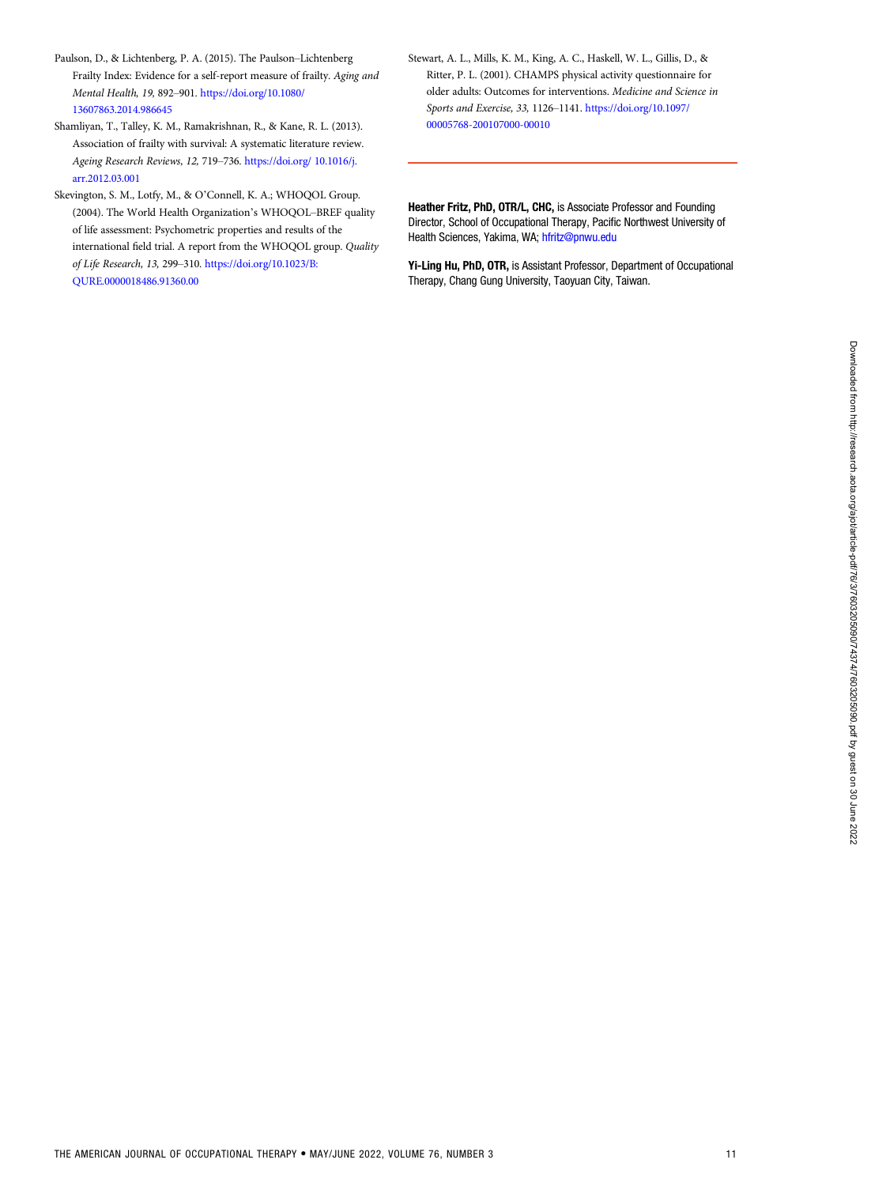Paulson, D., & Lichtenberg, P. A. (2015). The Paulson–Lichtenberg Frailty Index: Evidence for a self-report measure of frailty. *Aging and Mental Health, 19,* 892–901. https://doi.org/10.1080/13607863.2014.986645

Shamliyan, T., Talley, K. M., Ramakrishnan, R., & Kane, R. L. (2013). Association of frailty with survival: A systematic literature review. *Ageing Research Reviews, 12,* 719–736. https://doi.org/ 10.1016/j.arr.2012.03.001

Skevington, S. M., Lotfy, M., & O'Connell, K. A.; WHOQOL Group. (2004). The World Health Organization's WHOQOL–BREF quality of life assessment: Psychometric properties and results of the international field trial. A report from the WHOQOL group. *Quality of Life Research, 13,* 299–310. https://doi.org/10.1023/B:QURE.0000018486.91360.00

Stewart, A. L., Mills, K. M., King, A. C., Haskell, W. L., Gillis, D., & Ritter, P. L. (2001). CHAMPS physical activity questionnaire for older adults: Outcomes for interventions. *Medicine and Science in Sports and Exercise, 33,* 1126–1141. https://doi.org/10.1097/00005768-200107000-00010

---

**Heather Fritz, PhD, OTR/L, CHC,** is Associate Professor and Founding Director, School of Occupational Therapy, Pacific Northwest University of Health Sciences, Yakima, WA; hfritz@pnwu.edu

**Yi-Ling Hu, PhD, OTR,** is Assistant Professor, Department of Occupational Therapy, Chang Gung University, Taoyuan City, Taiwan.